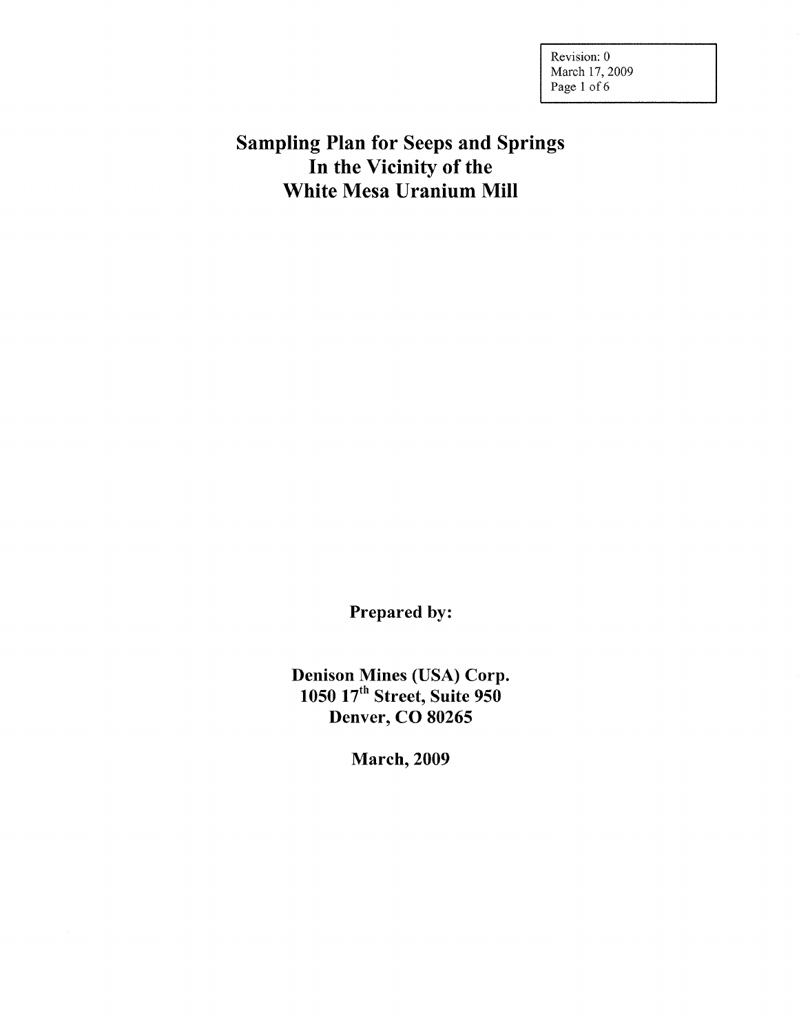Revision: 0
March 17, 2009

# Sampling Plan for Seeps and Springs In the Vicinity of the White Mesa Uranium Mill

**Prepared by:**

**Denison Mines (USA) Corp.**
**1050 17th Street, Suite 950**
**Denver, CO 80265**

**March, 2009**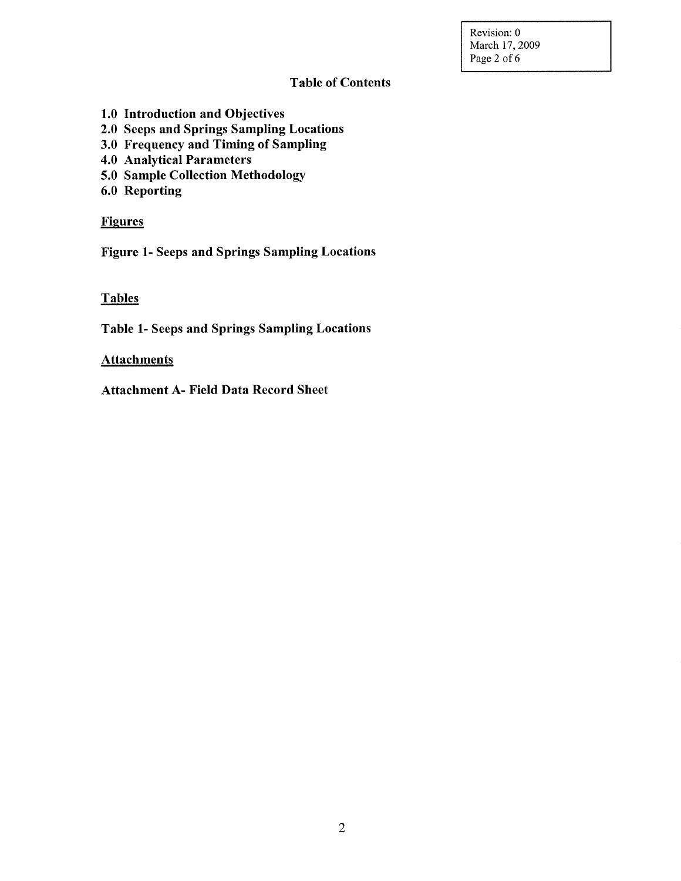## Table of Contents

**1.0 Introduction and Objectives**
**2.0 Seeps and Springs Sampling Locations**
**3.0 Frequency and Timing of Sampling**
**4.0 Analytical Parameters**
**5.0 Sample Collection Methodology**
**6.0 Reporting**

### Figures

**Figure 1- Seeps and Springs Sampling Locations**

### Tables

**Table 1- Seeps and Springs Sampling Locations**

### Attachments

**Attachment A- Field Data Record Sheet**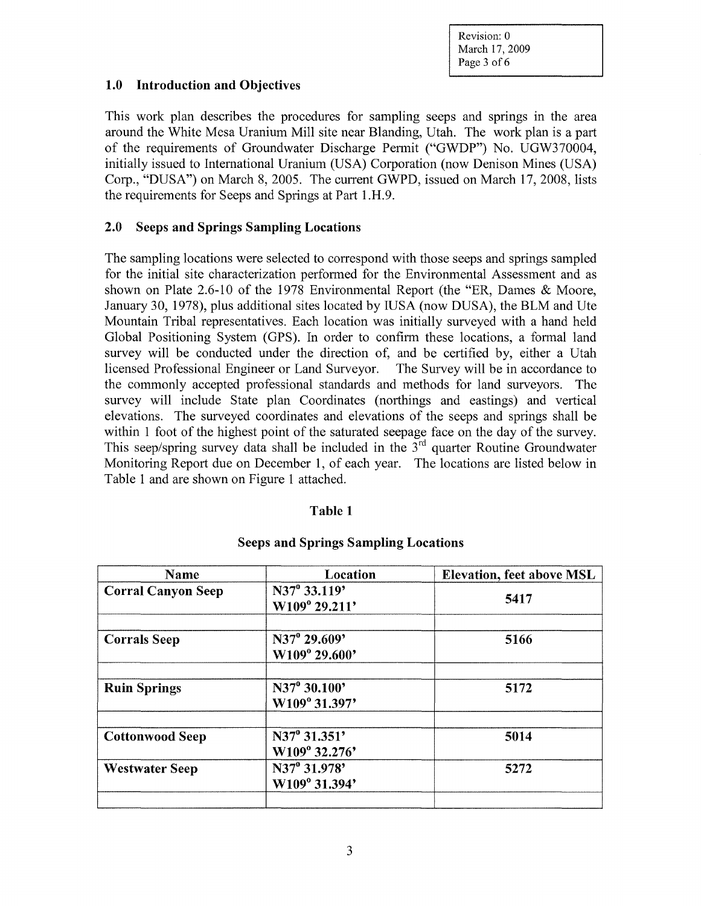## 1.0 Introduction and Objectives

This work plan describes the procedures for sampling seeps and springs in the area around the White Mesa Uranium Mill site near Blanding, Utah. The work plan is a part of the requirements of Groundwater Discharge Permit ("GWDP") No. UGW370004, initially issued to International Uranium (USA) Corporation (now Denison Mines (USA) Corp., "DUSA") on March 8, 2005. The current GWPD, issued on March 17, 2008, lists the requirements for Seeps and Springs at Part 1.H.9.

## 2.0 Seeps and Springs Sampling Locations

The sampling locations were selected to correspond with those seeps and springs sampled for the initial site characterization performed for the Environmental Assessment and as shown on Plate 2.6-10 of the 1978 Environmental Report (the "ER, Dames & Moore, January 30, 1978), plus additional sites located by IUSA (now DUSA), the BLM and Ute Mountain Tribal representatives. Each location was initially surveyed with a hand held Global Positioning System (GPS). In order to confirm these locations, a formal land survey will be conducted under the direction of, and be certified by, either a Utah licensed Professional Engineer or Land Surveyor. The Survey will be in accordance to the commonly accepted professional standards and methods for land surveyors. The survey will include State plan Coordinates (northings and eastings) and vertical elevations. The surveyed coordinates and elevations of the seeps and springs shall be within 1 foot of the highest point of the saturated seepage face on the day of the survey. This seep/spring survey data shall be included in the 3rd quarter Routine Groundwater Monitoring Report due on December 1, of each year. The locations are listed below in Table 1 and are shown on Figure 1 attached.

**Table 1**

**Seeps and Springs Sampling Locations**

| Name | Location | Elevation, feet above MSL |
|---|---|---|
| **Corral Canyon Seep** | **N37° 33.119' W109° 29.211'** | **5417** |
| | | |
| **Corrals Seep** | **N37° 29.609' W109° 29.600'** | **5166** |
| | | |
| **Ruin Springs** | **N37° 30.100' W109° 31.397'** | **5172** |
| | | |
| **Cottonwood Seep** | **N37° 31.351' W109° 32.276'** | **5014** |
| **Westwater Seep** | **N37° 31.978' W109° 31.394'** | **5272** |
| | | |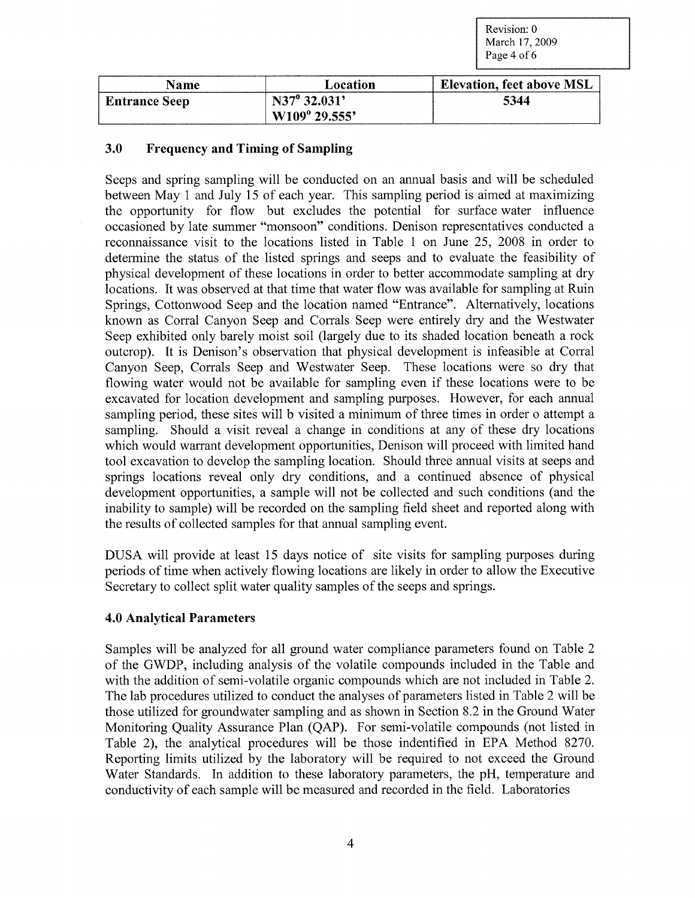| Name | Location | Elevation, feet above MSL |
| --- | --- | --- |
| **Entrance Seep** | N37° 32.031' W109° 29.555' | **5344** |

### 3.0 Frequency and Timing of Sampling

Seeps and spring sampling will be conducted on an annual basis and will be scheduled between May 1 and July 15 of each year. This sampling period is aimed at maximizing the opportunity for flow but excludes the potential for surface water influence occasioned by late summer "monsoon" conditions. Denison representatives conducted a reconnaissance visit to the locations listed in Table 1 on June 25, 2008 in order to determine the status of the listed springs and seeps and to evaluate the feasibility of physical development of these locations in order to better accommodate sampling at dry locations. It was observed at that time that water flow was available for sampling at Ruin Springs, Cottonwood Seep and the location named "Entrance". Alternatively, locations known as Corral Canyon Seep and Corrals Seep were entirely dry and the Westwater Seep exhibited only barely moist soil (largely due to its shaded location beneath a rock outcrop). It is Denison's observation that physical development is infeasible at Corral Canyon Seep, Corrals Seep and Westwater Seep. These locations were so dry that flowing water would not be available for sampling even if these locations were to be excavated for location development and sampling purposes. However, for each annual sampling period, these sites will b visited a minimum of three times in order o attempt a sampling. Should a visit reveal a change in conditions at any of these dry locations which would warrant development opportunities, Denison will proceed with limited hand tool excavation to develop the sampling location. Should three annual visits at seeps and springs locations reveal only dry conditions, and a continued absence of physical development opportunities, a sample will not be collected and such conditions (and the inability to sample) will be recorded on the sampling field sheet and reported along with the results of collected samples for that annual sampling event.

DUSA will provide at least 15 days notice of site visits for sampling purposes during periods of time when actively flowing locations are likely in order to allow the Executive Secretary to collect split water quality samples of the seeps and springs.

### 4.0 Analytical Parameters

Samples will be analyzed for all ground water compliance parameters found on Table 2 of the GWDP, including analysis of the volatile compounds included in the Table and with the addition of semi-volatile organic compounds which are not included in Table 2. The lab procedures utilized to conduct the analyses of parameters listed in Table 2 will be those utilized for groundwater sampling and as shown in Section 8.2 in the Ground Water Monitoring Quality Assurance Plan (QAP). For semi-volatile compounds (not listed in Table 2), the analytical procedures will be those indentified in EPA Method 8270. Reporting limits utilized by the laboratory will be required to not exceed the Ground Water Standards. In addition to these laboratory parameters, the pH, temperature and conductivity of each sample will be measured and recorded in the field. Laboratories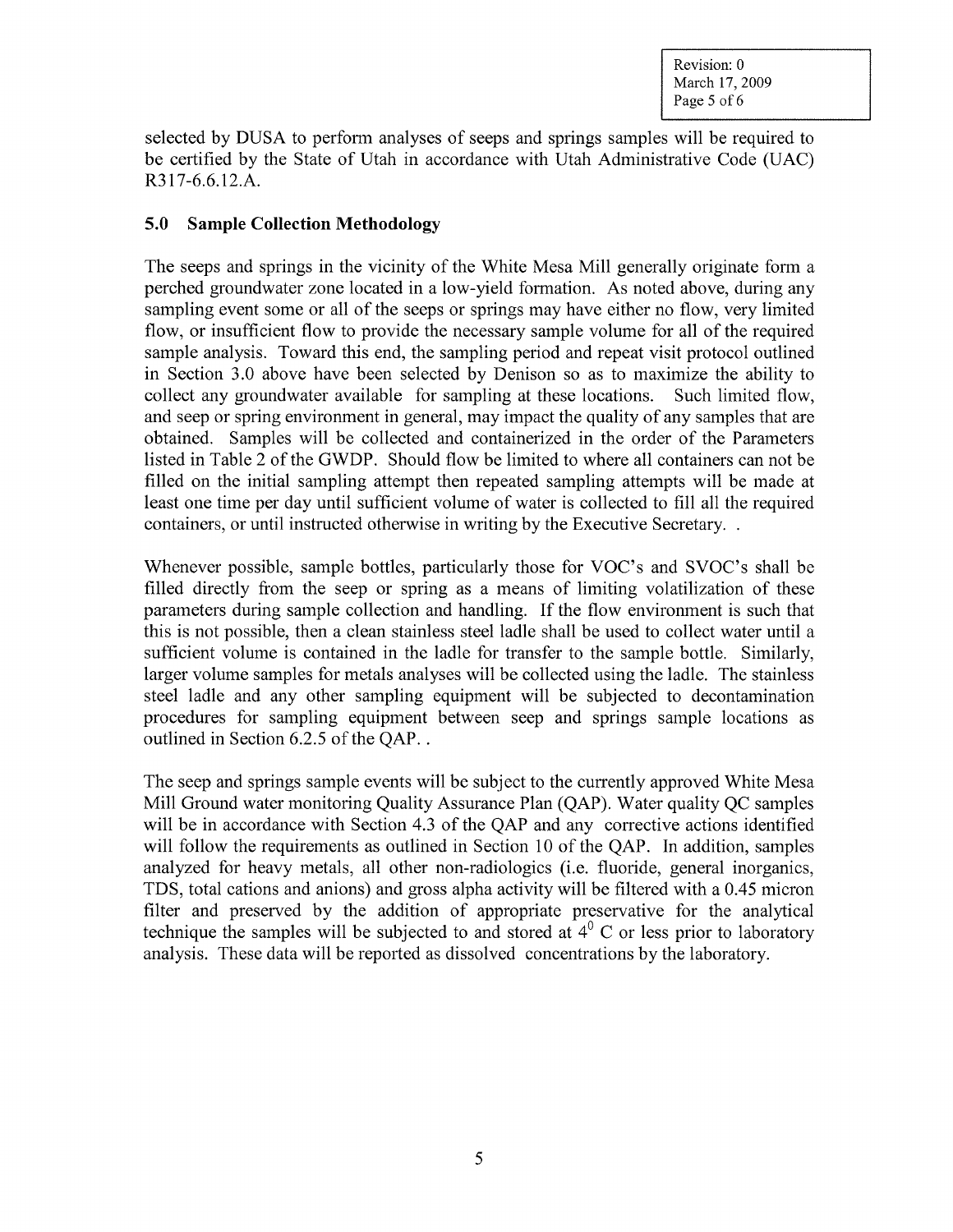selected by DUSA to perform analyses of seeps and springs samples will be required to be certified by the State of Utah in accordance with Utah Administrative Code (UAC) R317-6.6.12.A.

## 5.0 Sample Collection Methodology

The seeps and springs in the vicinity of the White Mesa Mill generally originate form a perched groundwater zone located in a low-yield formation. As noted above, during any sampling event some or all of the seeps or springs may have either no flow, very limited flow, or insufficient flow to provide the necessary sample volume for all of the required sample analysis. Toward this end, the sampling period and repeat visit protocol outlined in Section 3.0 above have been selected by Denison so as to maximize the ability to collect any groundwater available for sampling at these locations. Such limited flow, and seep or spring environment in general, may impact the quality of any samples that are obtained. Samples will be collected and containerized in the order of the Parameters listed in Table 2 of the GWDP. Should flow be limited to where all containers can not be filled on the initial sampling attempt then repeated sampling attempts will be made at least one time per day until sufficient volume of water is collected to fill all the required containers, or until instructed otherwise in writing by the Executive Secretary. .

Whenever possible, sample bottles, particularly those for VOC's and SVOC's shall be filled directly from the seep or spring as a means of limiting volatilization of these parameters during sample collection and handling. If the flow environment is such that this is not possible, then a clean stainless steel ladle shall be used to collect water until a sufficient volume is contained in the ladle for transfer to the sample bottle. Similarly, larger volume samples for metals analyses will be collected using the ladle. The stainless steel ladle and any other sampling equipment will be subjected to decontamination procedures for sampling equipment between seep and springs sample locations as outlined in Section 6.2.5 of the QAP. .

The seep and springs sample events will be subject to the currently approved White Mesa Mill Ground water monitoring Quality Assurance Plan (QAP). Water quality QC samples will be in accordance with Section 4.3 of the QAP and any corrective actions identified will follow the requirements as outlined in Section 10 of the QAP. In addition, samples analyzed for heavy metals, all other non-radiologics (i.e. fluoride, general inorganics, TDS, total cations and anions) and gross alpha activity will be filtered with a 0.45 micron filter and preserved by the addition of appropriate preservative for the analytical technique the samples will be subjected to and stored at $4^0$ C or less prior to laboratory analysis. These data will be reported as dissolved concentrations by the laboratory.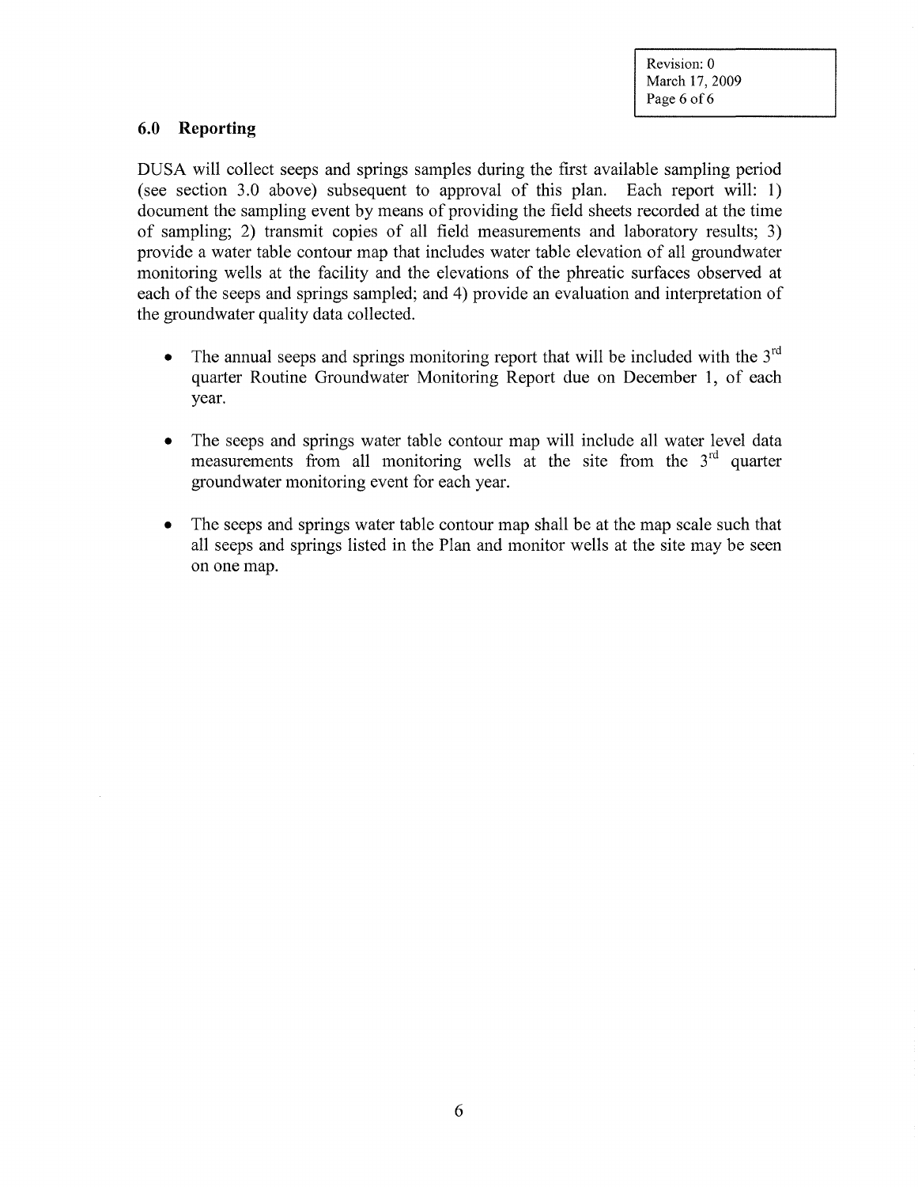## 6.0 Reporting

DUSA will collect seeps and springs samples during the first available sampling period (see section 3.0 above) subsequent to approval of this plan. Each report will: 1) document the sampling event by means of providing the field sheets recorded at the time of sampling; 2) transmit copies of all field measurements and laboratory results; 3) provide a water table contour map that includes water table elevation of all groundwater monitoring wells at the facility and the elevations of the phreatic surfaces observed at each of the seeps and springs sampled; and 4) provide an evaluation and interpretation of the groundwater quality data collected.

- The annual seeps and springs monitoring report that will be included with the 3rd quarter Routine Groundwater Monitoring Report due on December 1, of each year.

- The seeps and springs water table contour map will include all water level data measurements from all monitoring wells at the site from the 3rd quarter groundwater monitoring event for each year.

- The seeps and springs water table contour map shall be at the map scale such that all seeps and springs listed in the Plan and monitor wells at the site may be seen on one map.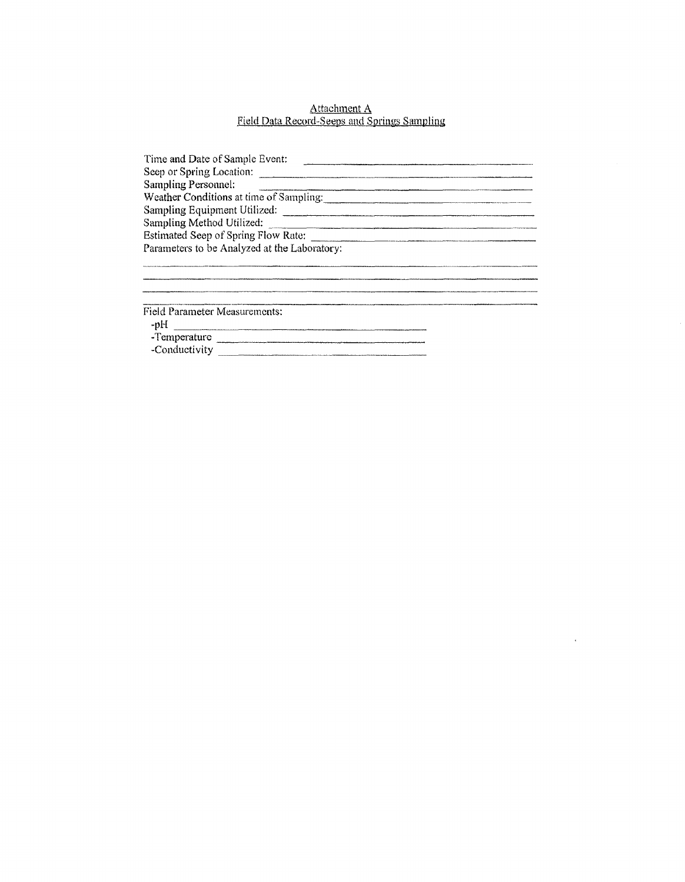<u>Attachment A</u>
<u>Field Data Record-Seeps and Springs Sampling</u>

Time and Date of Sample Event: ____________________________

Seep or Spring Location: ____________________________

Sampling Personnel: ____________________________

Weather Conditions at time of Sampling: ____________________________

Sampling Equipment Utilized: ____________________________

Sampling Method Utilized: ____________________________

Estimated Seep of Spring Flow Rate: ____________________________

Parameters to be Analyzed at the Laboratory:

____________________________________________________________

____________________________________________________________

____________________________________________________________

____________________________________________________________

Field Parameter Measurements:

-pH ____________________________

-Temperature ____________________________

-Conductivity ____________________________